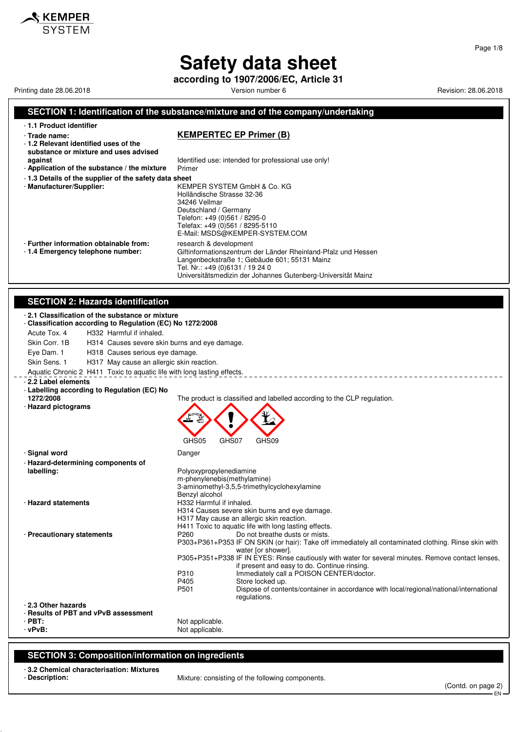# Safety data sheet

**according to 1907/2006/EC, Article 31**

Printing date 28.06.2018 Version number 6 Revision: 28.06.2018

## SECTION 1: Identification of the substance/mixture and of the company/undertaking

- **1.1 Product identifier**
- **Trade name:** **KEMPERTEC EP Primer (B)**
- **1.2 Relevant identified uses of the substance or mixture and uses advised against** Identified use: intended for professional use only!
- **Application of the substance / the mixture** Primer
- **1.3 Details of the supplier of the safety data sheet**
- **Manufacturer/Supplier:**
  KEMPER SYSTEM GmbH & Co. KG
  Holländische Strasse 32-36
  34246 Vellmar
  Deutschland / Germany
  Telefon: +49 (0)561 / 8295-0
  Telefax: +49 (0)561 / 8295-5110
  E-Mail: MSDS@KEMPER-SYSTEM.COM
- **Further information obtainable from:** research & development
- **1.4 Emergency telephone number:**
  Giftinformationszentrum der Länder Rheinland-Pfalz und Hessen
  Langenbeckstraße 1; Gebäude 601; 55131 Mainz
  Tel. Nr.: +49 (0)6131 / 19 24 0
  Universitätsmedizin der Johannes Gutenberg-Universität Mainz

## SECTION 2: Hazards identification

- **2.1 Classification of the substance or mixture**
- **Classification according to Regulation (EC) No 1272/2008**

| | |
|---|---|
| Acute Tox. 4 | H332 Harmful if inhaled. |
| Skin Corr. 1B | H314 Causes severe skin burns and eye damage. |
| Eye Dam. 1 | H318 Causes serious eye damage. |
| Skin Sens. 1 | H317 May cause an allergic skin reaction. |
| Aquatic Chronic 2 | H411 Toxic to aquatic life with long lasting effects. |

- **2.2 Label elements**
- **Labelling according to Regulation (EC) No 1272/2008** The product is classified and labelled according to the CLP regulation.
- **Hazard pictograms**
  GHS05 GHS07 GHS09
- **Signal word** Danger
- **Hazard-determining components of labelling:**
  Polyoxypropylenediamine
  m-phenylenebis(methylamine)
  3-aminomethyl-3,5,5-trimethylcyclohexylamine
  Benzyl alcohol
- **Hazard statements**
  H332 Harmful if inhaled.
  H314 Causes severe skin burns and eye damage.
  H317 May cause an allergic skin reaction.
  H411 Toxic to aquatic life with long lasting effects.
- **Precautionary statements**

| | |
|---|---|
| P260 | Do not breathe dusts or mists. |
| P303+P361+P353 | IF ON SKIN (or hair): Take off immediately all contaminated clothing. Rinse skin with water [or shower]. |
| P305+P351+P338 | IF IN EYES: Rinse cautiously with water for several minutes. Remove contact lenses, if present and easy to do. Continue rinsing. |
| P310 | Immediately call a POISON CENTER/doctor. |
| P405 | Store locked up. |
| P501 | Dispose of contents/container in accordance with local/regional/national/international regulations. |

- **2.3 Other hazards**
- **Results of PBT and vPvB assessment**
- **PBT:** Not applicable.
- **vPvB:** Not applicable.

## SECTION 3: Composition/information on ingredients

- **3.2 Chemical characterisation: Mixtures**
- **Description:** Mixture: consisting of the following components.

(Contd. on page 2)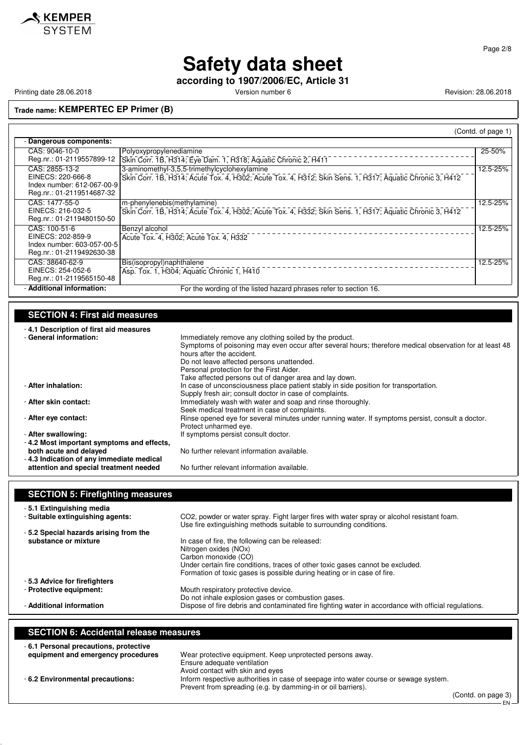# Safety data sheet

**according to 1907/2006/EC, Article 31**

Printing date 28.06.2018 Version number 6 Revision: 28.06.2018

**Trade name: KEMPERTEC EP Primer (B)**

(Contd. of page 1)

- **Dangerous components:**

| Identifiers | Component / Classification | % |
|---|---|---|
| CAS: 9046-10-0<br>Reg.nr.: 01-2119557899-12 | Polyoxypropylenediamine<br>Skin Corr. 1B, H314; Eye Dam. 1, H318; Aquatic Chronic 2, H411 | 25-50% |
| CAS: 2855-13-2<br>EINECS: 220-666-8<br>Index number: 612-067-00-9<br>Reg.nr.: 01-2119514687-32 | 3-aminomethyl-3,5,5-trimethylcyclohexylamine<br>Skin Corr. 1B, H314; Acute Tox. 4, H302; Acute Tox. 4, H312; Skin Sens. 1, H317; Aquatic Chronic 3, H412 | 12.5-25% |
| CAS: 1477-55-0<br>EINECS: 216-032-5<br>Reg.nr.: 01-2119480150-50 | m-phenylenebis(methylamine)<br>Skin Corr. 1B, H314; Acute Tox. 4, H302; Acute Tox. 4, H332; Skin Sens. 1, H317; Aquatic Chronic 3, H412 | 12.5-25% |
| CAS: 100-51-6<br>EINECS: 202-859-9<br>Index number: 603-057-00-5<br>Reg.nr.: 01-2119492630-38 | Benzyl alcohol<br>Acute Tox. 4, H302; Acute Tox. 4, H332 | 12.5-25% |
| CAS: 38640-62-9<br>EINECS: 254-052-6<br>Reg.nr.: 01-2119565150-48 | Bis(isopropyl)naphthalene<br>Asp. Tox. 1, H304; Aquatic Chronic 1, H410 | 12.5-25% |

- **Additional information:** For the wording of the listed hazard phrases refer to section 16.

## SECTION 4: First aid measures

- **4.1 Description of first aid measures**
- **General information:** Immediately remove any clothing soiled by the product.
  Symptoms of poisoning may even occur after several hours; therefore medical observation for at least 48 hours after the accident.
  Do not leave affected persons unattended.
  Personal protection for the First Aider.
  Take affected persons out of danger area and lay down.
- **After inhalation:** In case of unconsciousness place patient stably in side position for transportation.
  Supply fresh air; consult doctor in case of complaints.
- **After skin contact:** Immediately wash with water and soap and rinse thoroughly.
  Seek medical treatment in case of complaints.
- **After eye contact:** Rinse opened eye for several minutes under running water. If symptoms persist, consult a doctor.
  Protect unharmed eye.
- **After swallowing:** If symptoms persist consult doctor.
- **4.2 Most important symptoms and effects, both acute and delayed** No further relevant information available.
- **4.3 Indication of any immediate medical attention and special treatment needed** No further relevant information available.

## SECTION 5: Firefighting measures

- **5.1 Extinguishing media**
- **Suitable extinguishing agents:** $CO_2$, powder or water spray. Fight larger fires with water spray or alcohol resistant foam.
  Use fire extinguishing methods suitable to surrounding conditions.
- **5.2 Special hazards arising from the substance or mixture** In case of fire, the following can be released:
  Nitrogen oxides (NOx)
  Carbon monoxide (CO)
  Under certain fire conditions, traces of other toxic gases cannot be excluded.
  Formation of toxic gases is possible during heating or in case of fire.
- **5.3 Advice for firefighters**
- **Protective equipment:** Mouth respiratory protective device.
  Do not inhale explosion gases or combustion gases.
- **Additional information** Dispose of fire debris and contaminated fire fighting water in accordance with official regulations.

## SECTION 6: Accidental release measures

- **6.1 Personal precautions, protective equipment and emergency procedures** Wear protective equipment. Keep unprotected persons away.
  Ensure adequate ventilation
  Avoid contact with skin and eyes
- **6.2 Environmental precautions:** Inform respective authorities in case of seepage into water course or sewage system.
  Prevent from spreading (e.g. by damming-in or oil barriers).

(Contd. on page 3)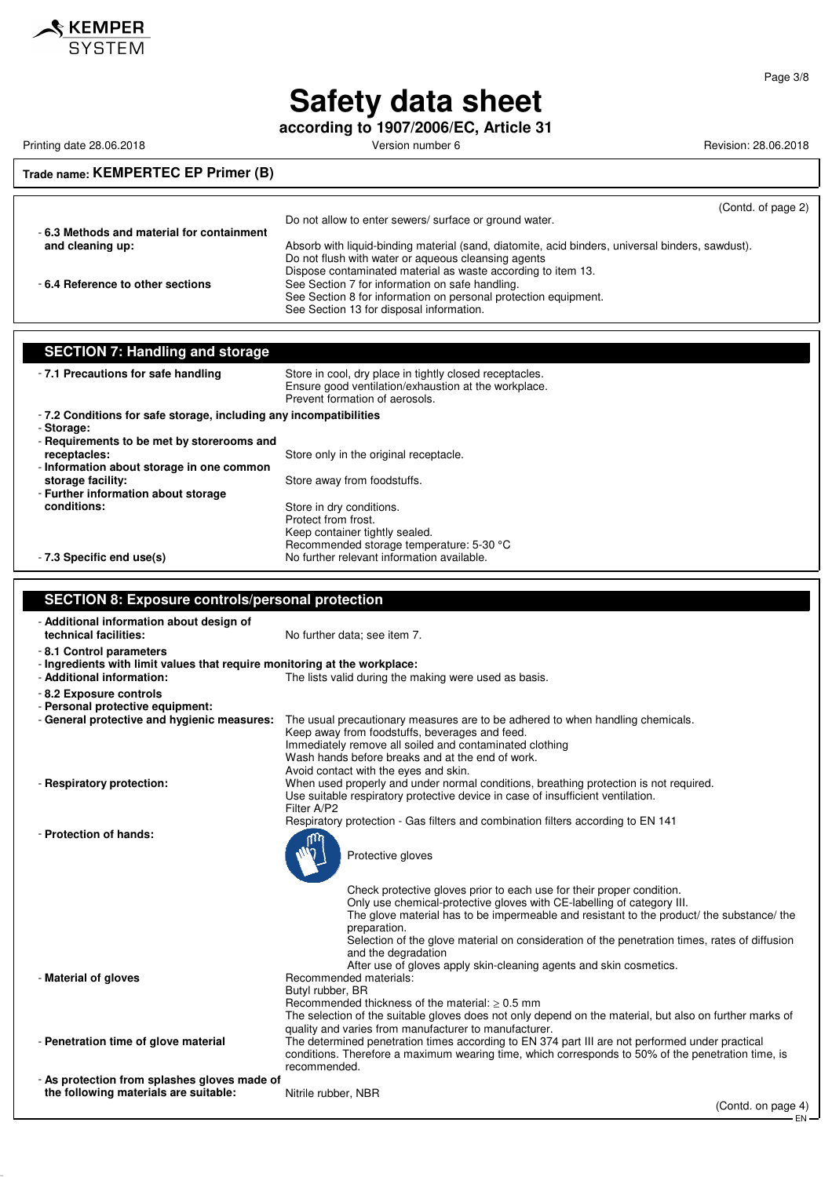**Trade name: KEMPERTEC EP Primer (B)**

(Contd. of page 2)

Do not allow to enter sewers/ surface or ground water.

- **6.3 Methods and material for containment and cleaning up:** Absorb with liquid-binding material (sand, diatomite, acid binders, universal binders, sawdust).
  Do not flush with water or aqueous cleansing agents
  Dispose contaminated material as waste according to item 13.
- **6.4 Reference to other sections** See Section 7 for information on safe handling.
  See Section 8 for information on personal protection equipment.
  See Section 13 for disposal information.

## SECTION 7: Handling and storage

- **7.1 Precautions for safe handling** Store in cool, dry place in tightly closed receptacles.
  Ensure good ventilation/exhaustion at the workplace.
  Prevent formation of aerosols.
- **7.2 Conditions for safe storage, including any incompatibilities**
- **Storage:**
- **Requirements to be met by storerooms and receptacles:** Store only in the original receptacle.
- **Information about storage in one common storage facility:** Store away from foodstuffs.
- **Further information about storage conditions:** Store in dry conditions.
  Protect from frost.
  Keep container tightly sealed.
  Recommended storage temperature: 5-30 °C
- **7.3 Specific end use(s)** No further relevant information available.

## SECTION 8: Exposure controls/personal protection

- **Additional information about design of technical facilities:** No further data; see item 7.
- **8.1 Control parameters**
- **Ingredients with limit values that require monitoring at the workplace:**
- **Additional information:** The lists valid during the making were used as basis.
- **8.2 Exposure controls**
- **Personal protective equipment:**
- **General protective and hygienic measures:** The usual precautionary measures are to be adhered to when handling chemicals.
  Keep away from foodstuffs, beverages and feed.
  Immediately remove all soiled and contaminated clothing
  Wash hands before breaks and at the end of work.
  Avoid contact with the eyes and skin.
- **Respiratory protection:** When used properly and under normal conditions, breathing protection is not required.
  Use suitable respiratory protective device in case of insufficient ventilation.
  Filter A/P2
  Respiratory protection - Gas filters and combination filters according to EN 141
- **Protection of hands:**

  Protective gloves

  Check protective gloves prior to each use for their proper condition.
  Only use chemical-protective gloves with CE-labelling of category III.
  The glove material has to be impermeable and resistant to the product/ the substance/ the preparation.
  Selection of the glove material on consideration of the penetration times, rates of diffusion and the degradation
  After use of gloves apply skin-cleaning agents and skin cosmetics.
- **Material of gloves** Recommended materials:
  Butyl rubber, BR
  Recommended thickness of the material: $\geq$ 0.5 mm
  The selection of the suitable gloves does not only depend on the material, but also on further marks of quality and varies from manufacturer to manufacturer.
- **Penetration time of glove material** The determined penetration times according to EN 374 part III are not performed under practical conditions. Therefore a maximum wearing time, which corresponds to 50% of the penetration time, is recommended.
- **As protection from splashes gloves made of the following materials are suitable:** Nitrile rubber, NBR

(Contd. on page 4)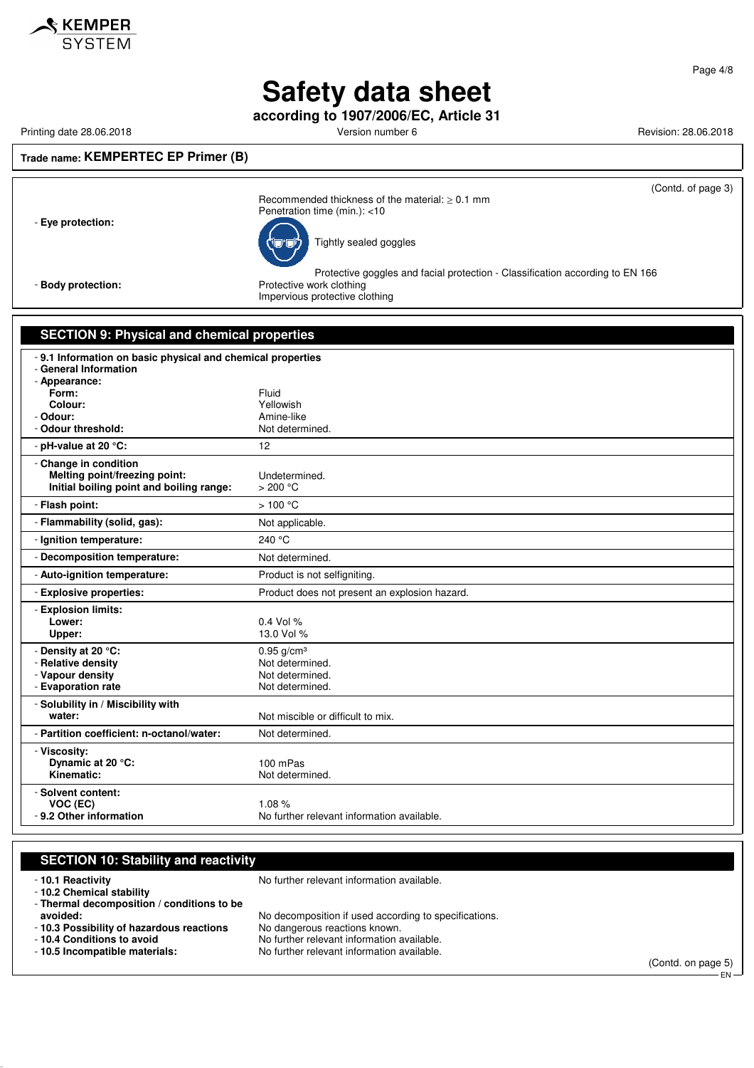Trade name: **KEMPERTEC EP Primer (B)**

(Contd. of page 3)

Recommended thickness of the material: ≥ 0.1 mm
Penetration time (min.): <10

- **Eye protection:**

Tightly sealed goggles

Protective goggles and facial protection - Classification according to EN 166

- **Body protection:** Protective work clothing
Impervious protective clothing

## SECTION 9: Physical and chemical properties

- **9.1 Information on basic physical and chemical properties**
- **General Information**
- **Appearance:**

| | |
|---|---|
| **Form:** | Fluid |
| **Colour:** | Yellowish |
| - **Odour:** | Amine-like |
| - **Odour threshold:** | Not determined. |
| - **pH-value at 20 °C:** | 12 |
| - **Change in condition** | |
| **Melting point/freezing point:** | Undetermined. |
| **Initial boiling point and boiling range:** | > 200 °C |
| - **Flash point:** | > 100 °C |
| - **Flammability (solid, gas):** | Not applicable. |
| - **Ignition temperature:** | 240 °C |
| - **Decomposition temperature:** | Not determined. |
| - **Auto-ignition temperature:** | Product is not selfigniting. |
| - **Explosive properties:** | Product does not present an explosion hazard. |
| - **Explosion limits:** | |
| **Lower:** | 0.4 Vol % |
| **Upper:** | 13.0 Vol % |
| - **Density at 20 °C:** | 0.95 g/cm³ |
| - **Relative density** | Not determined. |
| - **Vapour density** | Not determined. |
| - **Evaporation rate** | Not determined. |
| - **Solubility in / Miscibility with water:** | Not miscible or difficult to mix. |
| - **Partition coefficient: n-octanol/water:** | Not determined. |
| - **Viscosity:** | |
| **Dynamic at 20 °C:** | 100 mPas |
| **Kinematic:** | Not determined. |
| - **Solvent content:** | |
| **VOC (EC)** | 1.08 % |
| - **9.2 Other information** | No further relevant information available. |

## SECTION 10: Stability and reactivity

| | |
|---|---|
| - **10.1 Reactivity** | No further relevant information available. |
| - **10.2 Chemical stability** | |
| - **Thermal decomposition / conditions to be avoided:** | No decomposition if used according to specifications. |
| - **10.3 Possibility of hazardous reactions** | No dangerous reactions known. |
| - **10.4 Conditions to avoid** | No further relevant information available. |
| - **10.5 Incompatible materials:** | No further relevant information available. |

(Contd. on page 5)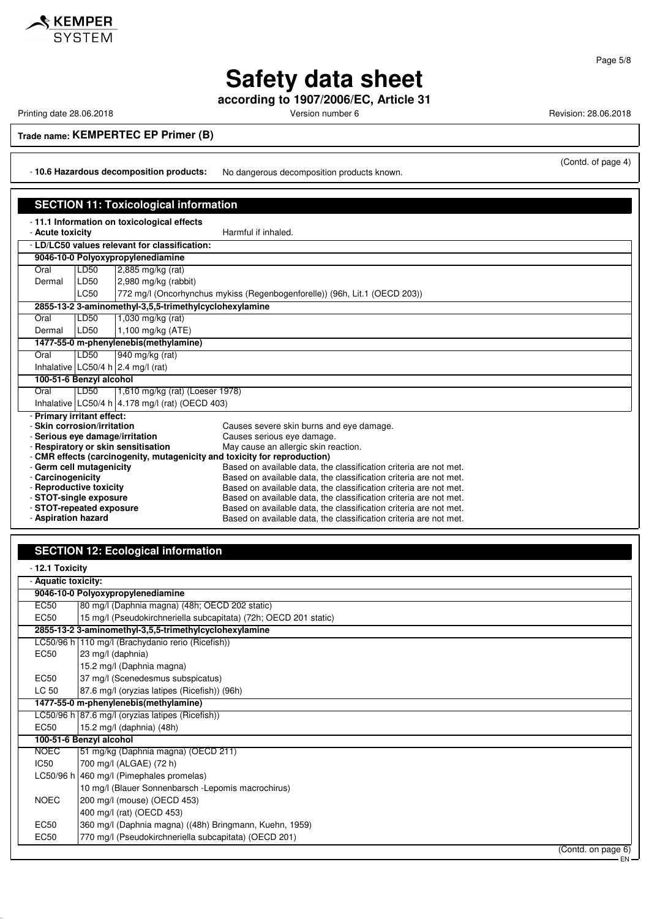# Safety data sheet

**according to 1907/2006/EC, Article 31**

Printing date 28.06.2018 | Version number 6 | Revision: 28.06.2018

**Trade name: KEMPERTEC EP Primer (B)**

(Contd. of page 4)

- **10.6 Hazardous decomposition products:** No dangerous decomposition products known.

## SECTION 11: Toxicological information

- **11.1 Information on toxicological effects**
- **Acute toxicity** Harmful if inhaled.
- **LD/LC50 values relevant for classification:**

| | | |
|---|---|---|
| **9046-10-0 Polyoxypropylenediamine** | | |
| Oral | LD50 | 2,885 mg/kg (rat) |
| Dermal | LD50 | 2,980 mg/kg (rabbit) |
| | LC50 | 772 mg/l (Oncorhynchus mykiss (Regenbogenforelle)) (96h, Lit.1 (OECD 203)) |
| **2855-13-2 3-aminomethyl-3,5,5-trimethylcyclohexylamine** | | |
| Oral | LD50 | 1,030 mg/kg (rat) |
| Dermal | LD50 | 1,100 mg/kg (ATE) |
| **1477-55-0 m-phenylenebis(methylamine)** | | |
| Oral | LD50 | 940 mg/kg (rat) |
| Inhalative | LC50/4 h | 2.4 mg/l (rat) |
| **100-51-6 Benzyl alcohol** | | |
| Oral | LD50 | 1,610 mg/kg (rat) (Loeser 1978) |
| Inhalative | LC50/4 h | 4.178 mg/l (rat) (OECD 403) |

- **Primary irritant effect:**
- **Skin corrosion/irritation** Causes severe skin burns and eye damage.
- **Serious eye damage/irritation** Causes serious eye damage.
- **Respiratory or skin sensitisation** May cause an allergic skin reaction.
- **CMR effects (carcinogenity, mutagenicity and toxicity for reproduction)**
- **Germ cell mutagenicity** Based on available data, the classification criteria are not met.
- **Carcinogenicity** Based on available data, the classification criteria are not met.
- **Reproductive toxicity** Based on available data, the classification criteria are not met.
- **STOT-single exposure** Based on available data, the classification criteria are not met.
- **STOT-repeated exposure** Based on available data, the classification criteria are not met.
- **Aspiration hazard** Based on available data, the classification criteria are not met.

## SECTION 12: Ecological information

- **12.1 Toxicity**
- **Aquatic toxicity:**

| | |
|---|---|
| **9046-10-0 Polyoxypropylenediamine** | |
| EC50 | 80 mg/l (Daphnia magna) (48h; OECD 202 static) |
| EC50 | 15 mg/l (Pseudokirchneriella subcapitata) (72h; OECD 201 static) |
| **2855-13-2 3-aminomethyl-3,5,5-trimethylcyclohexylamine** | |
| LC50/96 h | 110 mg/l (Brachydanio rerio (Ricefish)) |
| EC50 | 23 mg/l (daphnia) |
| | 15.2 mg/l (Daphnia magna) |
| EC50 | 37 mg/l (Scenedesmus subspicatus) |
| LC 50 | 87.6 mg/l (oryzias latipes (Ricefish)) (96h) |
| **1477-55-0 m-phenylenebis(methylamine)** | |
| LC50/96 h | 87.6 mg/l (oryzias latipes (Ricefish)) |
| EC50 | 15.2 mg/l (daphnia) (48h) |
| **100-51-6 Benzyl alcohol** | |
| NOEC | 51 mg/kg (Daphnia magna) (OECD 211) |
| IC50 | 700 mg/l (ALGAE) (72 h) |
| LC50/96 h | 460 mg/l (Pimephales promelas) |
| | 10 mg/l (Blauer Sonnenbarsch -Lepomis macrochirus) |
| NOEC | 200 mg/l (mouse) (OECD 453) |
| | 400 mg/l (rat) (OECD 453) |
| EC50 | 360 mg/l (Daphnia magna) ((48h) Bringmann, Kuehn, 1959) |
| EC50 | 770 mg/l (Pseudokirchneriella subcapitata) (OECD 201) |

(Contd. on page 6)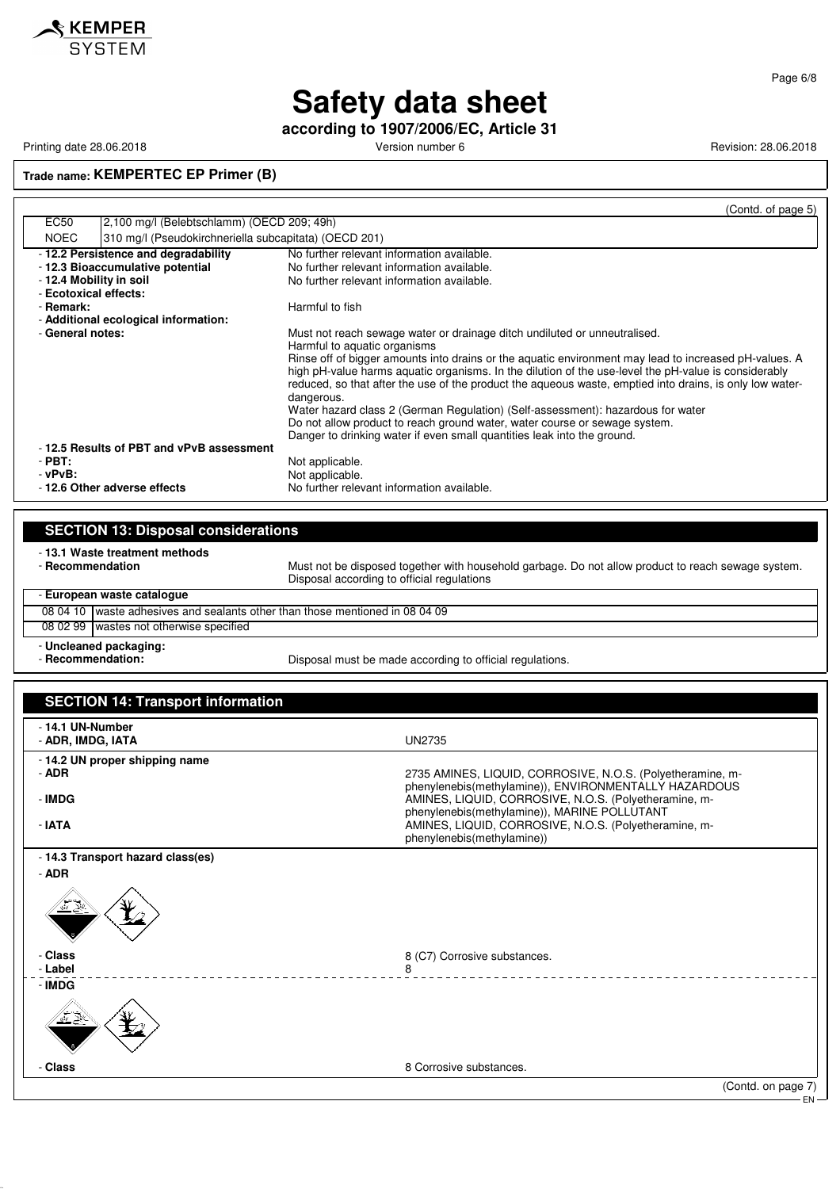# Safety data sheet

**according to 1907/2006/EC, Article 31**

Printing date 28.06.2018 | Version number 6 | Revision: 28.06.2018

**Trade name: KEMPERTEC EP Primer (B)**

(Contd. of page 5)

| | |
|---|---|
| EC50 | 2,100 mg/l (Belebtschlamm) (OECD 209; 49h) |
| NOEC | 310 mg/l (Pseudokirchneriella subcapitata) (OECD 201) |

- **12.2 Persistence and degradability** No further relevant information available.
- **12.3 Bioaccumulative potential** No further relevant information available.
- **12.4 Mobility in soil** No further relevant information available.
- **Ecotoxical effects:**
- **Remark:** Harmful to fish
- **Additional ecological information:**
- **General notes:** Must not reach sewage water or drainage ditch undiluted or unneutralised.
  Harmful to aquatic organisms
  Rinse off of bigger amounts into drains or the aquatic environment may lead to increased pH-values. A high pH-value harms aquatic organisms. In the dilution of the use-level the pH-value is considerably reduced, so that after the use of the product the aqueous waste, emptied into drains, is only low water-dangerous.
  Water hazard class 2 (German Regulation) (Self-assessment): hazardous for water
  Do not allow product to reach ground water, water course or sewage system.
  Danger to drinking water if even small quantities leak into the ground.
- **12.5 Results of PBT and vPvB assessment**
- **PBT:** Not applicable.
- **vPvB:** Not applicable.
- **12.6 Other adverse effects** No further relevant information available.

## SECTION 13: Disposal considerations

- **13.1 Waste treatment methods**
- **Recommendation** Must not be disposed together with household garbage. Do not allow product to reach sewage system. Disposal according to official regulations

| - European waste catalogue | |
|---|---|
| 08 04 10 | waste adhesives and sealants other than those mentioned in 08 04 09 |
| 08 02 99 | wastes not otherwise specified |

- **Uncleaned packaging:**
- **Recommendation:** Disposal must be made according to official regulations.

## SECTION 14: Transport information

- **14.1 UN-Number**
- **ADR, IMDG, IATA** UN2735
- **14.2 UN proper shipping name**
- **ADR** 2735 AMINES, LIQUID, CORROSIVE, N.O.S. (Polyetheramine, m-phenylenebis(methylamine)), ENVIRONMENTALLY HAZARDOUS
- **IMDG** AMINES, LIQUID, CORROSIVE, N.O.S. (Polyetheramine, m-phenylenebis(methylamine)), MARINE POLLUTANT
- **IATA** AMINES, LIQUID, CORROSIVE, N.O.S. (Polyetheramine, m-phenylenebis(methylamine))
- **14.3 Transport hazard class(es)**
- **ADR**
- **Class** 8 (C7) Corrosive substances.
- **Label** 8
- **IMDG**
- **Class** 8 Corrosive substances.

(Contd. on page 7)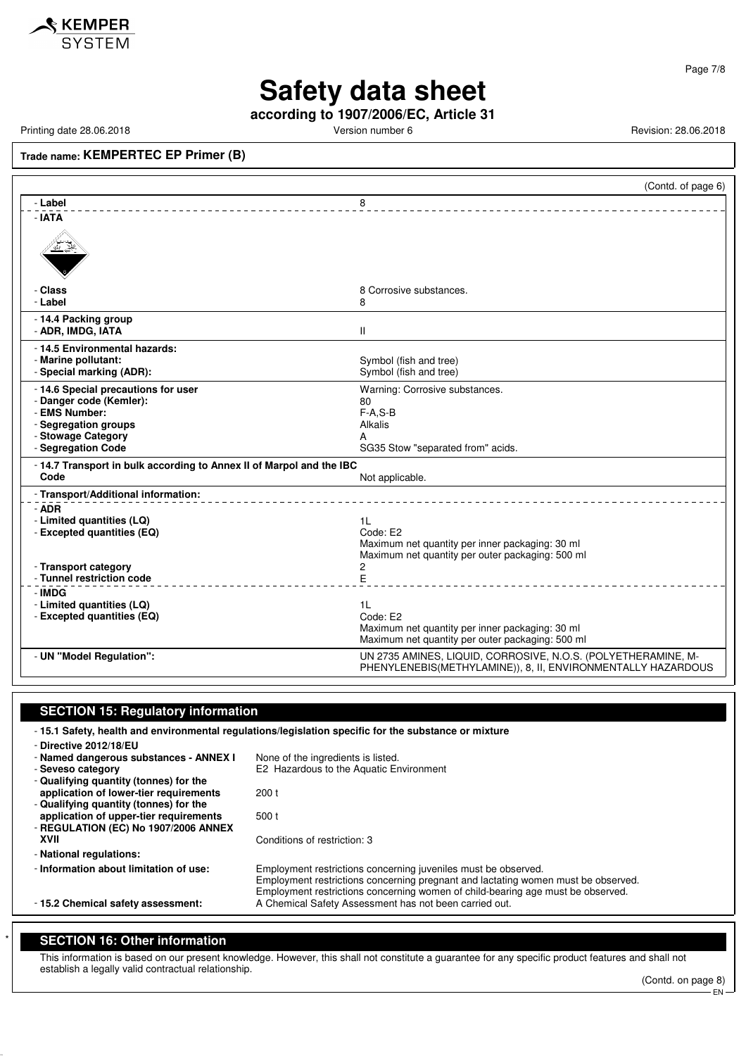**Safety data sheet**

**according to 1907/2006/EC, Article 31**

Printing date 28.06.2018 Version number 6 Revision: 28.06.2018

**Trade name: KEMPERTEC EP Primer (B)**

(Contd. of page 6)

| | |
|---|---|
| - **Label** | 8 |
| - **IATA** | |
| - **Class** | 8 Corrosive substances. |
| - **Label** | 8 |
| - **14.4 Packing group** | |
| - **ADR, IMDG, IATA** | II |
| - **14.5 Environmental hazards:** | |
| - **Marine pollutant:** | Symbol (fish and tree) |
| - **Special marking (ADR):** | Symbol (fish and tree) |
| - **14.6 Special precautions for user** | Warning: Corrosive substances. |
| - **Danger code (Kemler):** | 80 |
| - **EMS Number:** | F-A,S-B |
| - **Segregation groups** | Alkalis |
| - **Stowage Category** | A |
| - **Segregation Code** | SG35 Stow "separated from" acids. |
| - **14.7 Transport in bulk according to Annex II of Marpol and the IBC Code** | Not applicable. |
| - **Transport/Additional information:** | |
| - **ADR** | |
| - **Limited quantities (LQ)** | 1L |
| - **Excepted quantities (EQ)** | Code: E2<br>Maximum net quantity per inner packaging: 30 ml<br>Maximum net quantity per outer packaging: 500 ml |
| - **Transport category** | 2 |
| - **Tunnel restriction code** | E |
| - **IMDG** | |
| - **Limited quantities (LQ)** | 1L |
| - **Excepted quantities (EQ)** | Code: E2<br>Maximum net quantity per inner packaging: 30 ml<br>Maximum net quantity per outer packaging: 500 ml |
| - **UN "Model Regulation":** | UN 2735 AMINES, LIQUID, CORROSIVE, N.O.S. (POLYETHERAMINE, M-PHENYLENEBIS(METHYLAMINE)), 8, II, ENVIRONMENTALLY HAZARDOUS |

## SECTION 15: Regulatory information

- **15.1 Safety, health and environmental regulations/legislation specific for the substance or mixture**

| | |
|---|---|
| - **Directive 2012/18/EU** | |
| - **Named dangerous substances - ANNEX I** | None of the ingredients is listed. |
| - **Seveso category** | E2 Hazardous to the Aquatic Environment |
| - **Qualifying quantity (tonnes) for the application of lower-tier requirements** | 200 t |
| - **Qualifying quantity (tonnes) for the application of upper-tier requirements** | 500 t |
| - **REGULATION (EC) No 1907/2006 ANNEX XVII** | Conditions of restriction: 3 |
| - **National regulations:** | |
| - **Information about limitation of use:** | Employment restrictions concerning juveniles must be observed.<br>Employment restrictions concerning pregnant and lactating women must be observed.<br>Employment restrictions concerning women of child-bearing age must be observed. |
| - **15.2 Chemical safety assessment:** | A Chemical Safety Assessment has not been carried out. |

## SECTION 16: Other information

This information is based on our present knowledge. However, this shall not constitute a guarantee for any specific product features and shall not establish a legally valid contractual relationship.

(Contd. on page 8)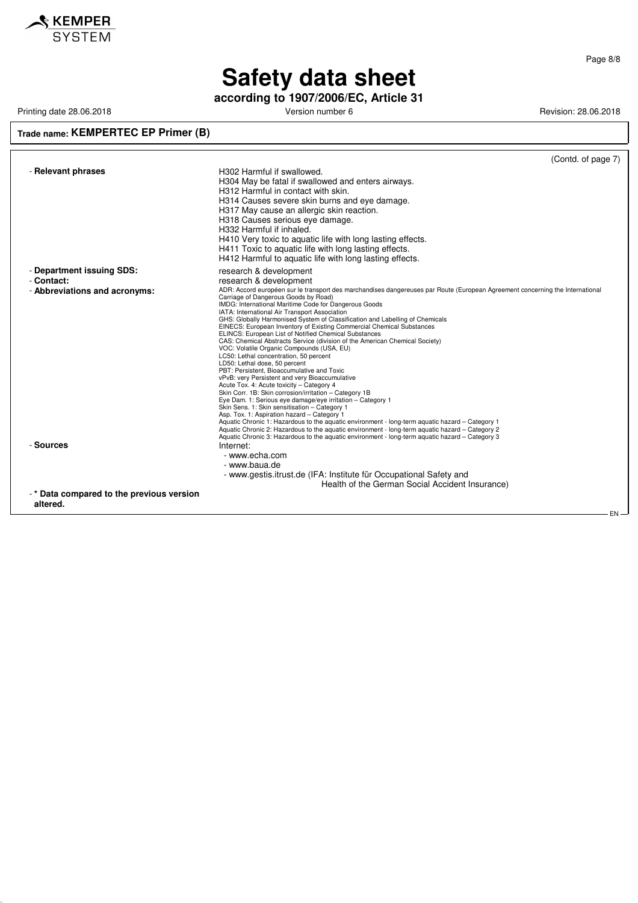(Contd. of page 7)

- **Relevant phrases**

  H302 Harmful if swallowed.
  H304 May be fatal if swallowed and enters airways.
  H312 Harmful in contact with skin.
  H314 Causes severe skin burns and eye damage.
  H317 May cause an allergic skin reaction.
  H318 Causes serious eye damage.
  H332 Harmful if inhaled.
  H410 Very toxic to aquatic life with long lasting effects.
  H411 Toxic to aquatic life with long lasting effects.
  H412 Harmful to aquatic life with long lasting effects.

- **Department issuing SDS:** research & development
- **Contact:** research & development
- **Abbreviations and acronyms:**

  ADR: Accord européen sur le transport des marchandises dangereuses par Route (European Agreement concerning the International Carriage of Dangerous Goods by Road)
  IMDG: International Maritime Code for Dangerous Goods
  IATA: International Air Transport Association
  GHS: Globally Harmonised System of Classification and Labelling of Chemicals
  EINECS: European Inventory of Existing Commercial Chemical Substances
  ELINCS: European List of Notified Chemical Substances
  CAS: Chemical Abstracts Service (division of the American Chemical Society)
  VOC: Volatile Organic Compounds (USA, EU)
  LC50: Lethal concentration, 50 percent
  LD50: Lethal dose, 50 percent
  PBT: Persistent, Bioaccumulative and Toxic
  vPvB: very Persistent and very Bioaccumulative
  Acute Tox. 4: Acute toxicity – Category 4
  Skin Corr. 1B: Skin corrosion/irritation – Category 1B
  Eye Dam. 1: Serious eye damage/eye irritation – Category 1
  Skin Sens. 1: Skin sensitisation – Category 1
  Asp. Tox. 1: Aspiration hazard – Category 1
  Aquatic Chronic 1: Hazardous to the aquatic environment - long-term aquatic hazard – Category 1
  Aquatic Chronic 2: Hazardous to the aquatic environment - long-term aquatic hazard – Category 2
  Aquatic Chronic 3: Hazardous to the aquatic environment - long-term aquatic hazard – Category 3

- **Sources**

  Internet:
  - www.echa.com
  - www.baua.de
  - www.gestis.itrust.de (IFA: Institute für Occupational Safety and Health of the German Social Accident Insurance)

- *** Data compared to the previous version altered.**